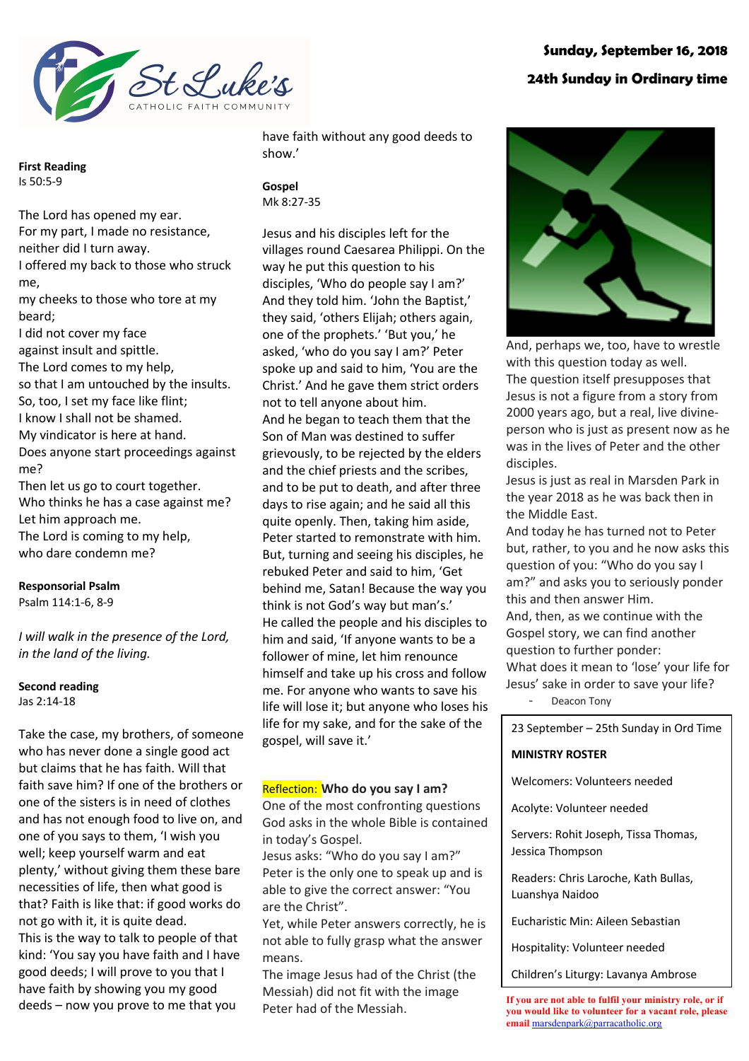St Luke's
CATHOLIC FAITH COMMUNITY

**Sunday, September 16, 2018**

**24th Sunday in Ordinary time**

**First Reading**
Is 50:5-9

The Lord has opened my ear.
For my part, I made no resistance,
neither did I turn away.
I offered my back to those who struck me,
my cheeks to those who tore at my beard;
I did not cover my face
against insult and spittle.
The Lord comes to my help,
so that I am untouched by the insults.
So, too, I set my face like flint;
I know I shall not be shamed.
My vindicator is here at hand.
Does anyone start proceedings against me?
Then let us go to court together.
Who thinks he has a case against me?
Let him approach me.
The Lord is coming to my help,
who dare condemn me?

**Responsorial Psalm**
Psalm 114:1-6, 8-9

*I will walk in the presence of the Lord,*
*in the land of the living.*

**Second reading**
Jas 2:14-18

Take the case, my brothers, of someone who has never done a single good act but claims that he has faith. Will that faith save him? If one of the brothers or one of the sisters is in need of clothes and has not enough food to live on, and one of you says to them, 'I wish you well; keep yourself warm and eat plenty,' without giving them these bare necessities of life, then what good is that? Faith is like that: if good works do not go with it, it is quite dead.
This is the way to talk to people of that kind: 'You say you have faith and I have good deeds; I will prove to you that I have faith by showing you my good deeds – now you prove to me that you have faith without any good deeds to show.'

**Gospel**
Mk 8:27-35

Jesus and his disciples left for the villages round Caesarea Philippi. On the way he put this question to his disciples, 'Who do people say I am?' And they told him. 'John the Baptist,' they said, 'others Elijah; others again, one of the prophets.' 'But you,' he asked, 'who do you say I am?' Peter spoke up and said to him, 'You are the Christ.' And he gave them strict orders not to tell anyone about him.
And he began to teach them that the Son of Man was destined to suffer grievously, to be rejected by the elders and the chief priests and the scribes, and to be put to death, and after three days to rise again; and he said all this quite openly. Then, taking him aside, Peter started to remonstrate with him. But, turning and seeing his disciples, he rebuked Peter and said to him, 'Get behind me, Satan! Because the way you think is not God's way but man's.'
He called the people and his disciples to him and said, 'If anyone wants to be a follower of mine, let him renounce himself and take up his cross and follow me. For anyone who wants to save his life will lose it; but anyone who loses his life for my sake, and for the sake of the gospel, will save it.'

**Reflection: Who do you say I am?**
One of the most confronting questions God asks in the whole Bible is contained in today's Gospel.
Jesus asks: "Who do you say I am?"
Peter is the only one to speak up and is able to give the correct answer: "You are the Christ".
Yet, while Peter answers correctly, he is not able to fully grasp what the answer means.
The image Jesus had of the Christ (the Messiah) did not fit with the image Peter had of the Messiah.
And, perhaps we, too, have to wrestle with this question today as well.
The question itself presupposes that Jesus is not a figure from a story from 2000 years ago, but a real, live divine-person who is just as present now as he was in the lives of Peter and the other disciples.
Jesus is just as real in Marsden Park in the year 2018 as he was back then in the Middle East.
And today he has turned not to Peter but, rather, to you and he now asks this question of you: "Who do you say I am?" and asks you to seriously ponder this and then answer Him.
And, then, as we continue with the Gospel story, we can find another question to further ponder:
What does it mean to 'lose' your life for Jesus' sake in order to save your life?

- Deacon Tony

23 September – 25th Sunday in Ord Time

**MINISTRY ROSTER**

Welcomers: Volunteers needed

Acolyte: Volunteer needed

Servers: Rohit Joseph, Tissa Thomas, Jessica Thompson

Readers: Chris Laroche, Kath Bullas, Luanshya Naidoo

Eucharistic Min: Aileen Sebastian

Hospitality: Volunteer needed

Children's Liturgy: Lavanya Ambrose

**If you are not able to fulfil your ministry role, or if you would like to volunteer for a vacant role, please email** marsdenpark@parracatholic.org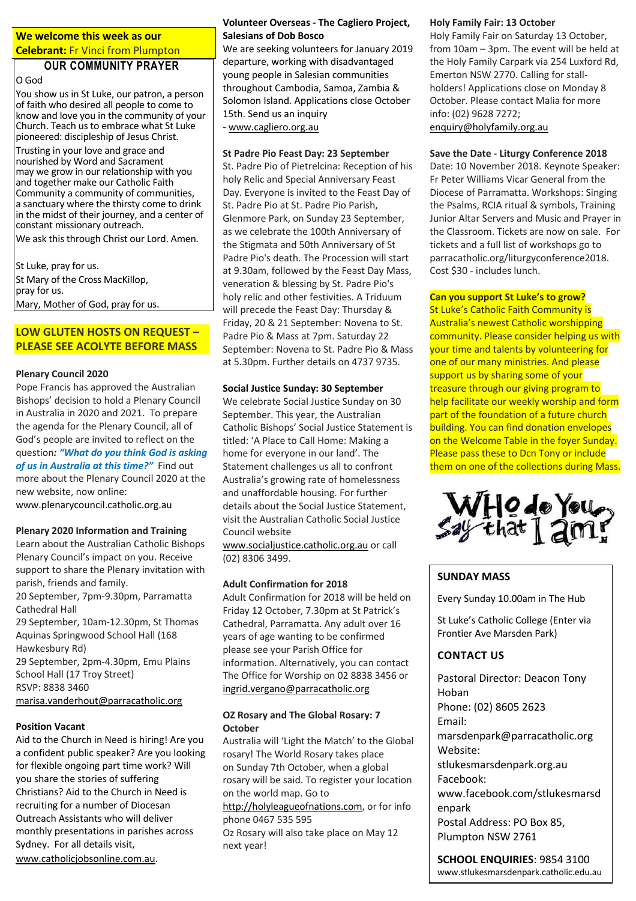**We welcome this week as our Celebrant:** Fr Vinci from Plumpton

## OUR COMMUNITY PRAYER

O God

You show us in St Luke, our patron, a person of faith who desired all people to come to know and love you in the community of your Church. Teach us to embrace what St Luke pioneered: discipleship of Jesus Christ.

Trusting in your love and grace and nourished by Word and Sacrament may we grow in our relationship with you and together make our Catholic Faith Community a community of communities, a sanctuary where the thirsty come to drink in the midst of their journey, and a center of constant missionary outreach.

We ask this through Christ our Lord. Amen.

St Luke, pray for us.
St Mary of the Cross MacKillop, pray for us.
Mary, Mother of God, pray for us.

**LOW GLUTEN HOSTS ON REQUEST – PLEASE SEE ACOLYTE BEFORE MASS**

**Plenary Council 2020**

Pope Francis has approved the Australian Bishops' decision to hold a Plenary Council in Australia in 2020 and 2021. To prepare the agenda for the Plenary Council, all of God's people are invited to reflect on the question: ***"What do you think God is asking of us in Australia at this time?"*** Find out more about the Plenary Council 2020 at the new website, now online: www.plenarycouncil.catholic.org.au

**Plenary 2020 Information and Training**

Learn about the Australian Catholic Bishops Plenary Council's impact on you. Receive support to share the Plenary invitation with parish, friends and family.
20 September, 7pm-9.30pm, Parramatta Cathedral Hall
29 September, 10am-12.30pm, St Thomas Aquinas Springwood School Hall (168 Hawkesbury Rd)
29 September, 2pm-4.30pm, Emu Plains School Hall (17 Troy Street)
RSVP: 8838 3460
marisa.vanderhout@parracatholic.org

**Position Vacant**

Aid to the Church in Need is hiring! Are you a confident public speaker? Are you looking for flexible ongoing part time work? Will you share the stories of suffering Christians? Aid to the Church in Need is recruiting for a number of Diocesan Outreach Assistants who will deliver monthly presentations in parishes across Sydney. For all details visit, www.catholicjobsonline.com.au.

**Volunteer Overseas - The Cagliero Project, Salesians of Dob Bosco**

We are seeking volunteers for January 2019 departure, working with disadvantaged young people in Salesian communities throughout Cambodia, Samoa, Zambia & Solomon Island. Applications close October 15th. Send us an inquiry
- www.cagliero.org.au

**St Padre Pio Feast Day: 23 September**

St. Padre Pio of Pietrelcina: Reception of his holy Relic and Special Anniversary Feast Day. Everyone is invited to the Feast Day of St. Padre Pio at St. Padre Pio Parish, Glenmore Park, on Sunday 23 September, as we celebrate the 100th Anniversary of the Stigmata and 50th Anniversary of St Padre Pio's death. The Procession will start at 9.30am, followed by the Feast Day Mass, veneration & blessing by St. Padre Pio's holy relic and other festivities. A Triduum will precede the Feast Day: Thursday & Friday, 20 & 21 September: Novena to St. Padre Pio & Mass at 7pm. Saturday 22 September: Novena to St. Padre Pio & Mass at 5.30pm. Further details on 4737 9735.

**Social Justice Sunday: 30 September**

We celebrate Social Justice Sunday on 30 September. This year, the Australian Catholic Bishops' Social Justice Statement is titled: 'A Place to Call Home: Making a home for everyone in our land'. The Statement challenges us all to confront Australia's growing rate of homelessness and unaffordable housing. For further details about the Social Justice Statement, visit the Australian Catholic Social Justice Council website www.socialjustice.catholic.org.au or call (02) 8306 3499.

**Adult Confirmation for 2018**

Adult Confirmation for 2018 will be held on Friday 12 October, 7.30pm at St Patrick's Cathedral, Parramatta. Any adult over 16 years of age wanting to be confirmed please see your Parish Office for information. Alternatively, you can contact The Office for Worship on 02 8838 3456 or ingrid.vergano@parracatholic.org

**OZ Rosary and The Global Rosary: 7 October**

Australia will 'Light the Match' to the Global rosary! The World Rosary takes place on Sunday 7th October, when a global rosary will be said. To register your location on the world map. Go to http://holyleagueofnations.com, or for info phone 0467 535 595
Oz Rosary will also take place on May 12 next year!

**Holy Family Fair: 13 October**

Holy Family Fair on Saturday 13 October, from 10am – 3pm. The event will be held at the Holy Family Carpark via 254 Luxford Rd, Emerton NSW 2770. Calling for stall-holders! Applications close on Monday 8 October. Please contact Malia for more info: (02) 9628 7272; enquiry@holyfamily.org.au

**Save the Date - Liturgy Conference 2018**

Date: 10 November 2018. Keynote Speaker: Fr Peter Williams Vicar General from the Diocese of Parramatta. Workshops: Singing the Psalms, RCIA ritual & symbols, Training Junior Altar Servers and Music and Prayer in the Classroom. Tickets are now on sale. For tickets and a full list of workshops go to parracatholic.org/liturgyconference2018. Cost $30 - includes lunch.

**Can you support St Luke's to grow?**

St Luke's Catholic Faith Community is Australia's newest Catholic worshipping community. Please consider helping us with your time and talents by volunteering for one of our many ministries. And please support us by sharing some of your treasure through our giving program to help facilitate our weekly worship and form part of the foundation of a future church building. You can find donation envelopes on the Welcome Table in the foyer Sunday. Please pass these to Dcn Tony or include them on one of the collections during Mass.

WHO do You say that I am?

**SUNDAY MASS**

Every Sunday 10.00am in The Hub

St Luke's Catholic College (Enter via Frontier Ave Marsden Park)

**CONTACT US**

Pastoral Director: Deacon Tony Hoban
Phone: (02) 8605 2623
Email: marsdenpark@parracatholic.org
Website: stlukesmarsdenpark.org.au
Facebook: www.facebook.com/stlukesmarsdenpark
Postal Address: PO Box 85, Plumpton NSW 2761

**SCHOOL ENQUIRIES**: 9854 3100
www.stlukesmarsdenpark.catholic.edu.au